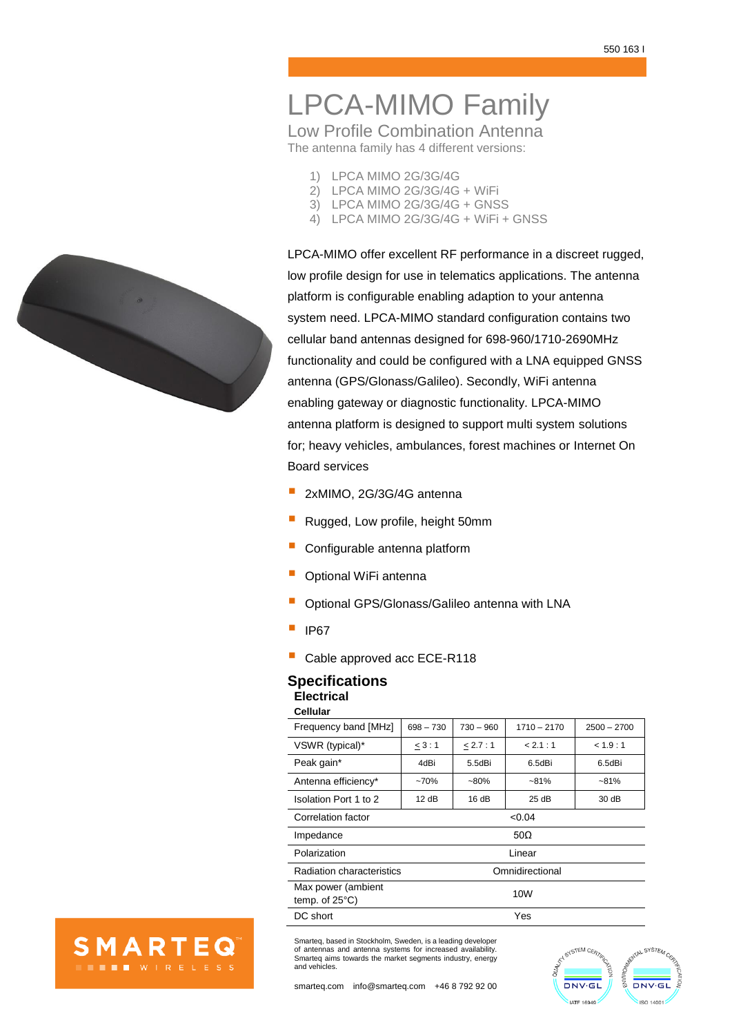# LPCA-MIMO Family

## Low Profile Combination Antenna

The antenna family has 4 different versions:

1) LPCA MIMO 2G/3G/4G
2) LPCA MIMO 2G/3G/4G + WiFi
3) LPCA MIMO 2G/3G/4G + GNSS
4) LPCA MIMO 2G/3G/4G + WiFi + GNSS

LPCA-MIMO offer excellent RF performance in a discreet rugged, low profile design for use in telematics applications. The antenna platform is configurable enabling adaption to your antenna system need. LPCA-MIMO standard configuration contains two cellular band antennas designed for 698-960/1710-2690MHz functionality and could be configured with a LNA equipped GNSS antenna (GPS/Glonass/Galileo). Secondly, WiFi antenna enabling gateway or diagnostic functionality. LPCA-MIMO antenna platform is designed to support multi system solutions for; heavy vehicles, ambulances, forest machines or Internet On Board services

- 2xMIMO, 2G/3G/4G antenna
- Rugged, Low profile, height 50mm
- Configurable antenna platform
- Optional WiFi antenna
- Optional GPS/Glonass/Galileo antenna with LNA
- IP67
- Cable approved acc ECE-R118

## Specifications

### Electrical

**Cellular**

| Frequency band [MHz] | 698 – 730 | 730 – 960 | 1710 – 2170 | 2500 – 2700 |
|---|---|---|---|---|
| VSWR (typical)* | ≤ 3 : 1 | ≤ 2.7 : 1 | < 2.1 : 1 | < 1.9 : 1 |
| Peak gain* | 4dBi | 5.5dBi | 6.5dBi | 6.5dBi |
| Antenna efficiency* | ~70% | ~80% | ~81% | ~81% |
| Isolation Port 1 to 2 | 12 dB | 16 dB | 25 dB | 30 dB |
| Correlation factor | <0.04 | | | |
| Impedance | 50Ω | | | |
| Polarization | Linear | | | |
| Radiation characteristics | Omnidirectional | | | |
| Max power (ambient temp. of 25°C) | 10W | | | |
| DC short | Yes | | | |

Smarteq, based in Stockholm, Sweden, is a leading developer of antennas and antenna systems for increased availability. Smarteq aims towards the market segments industry, energy and vehicles.

smarteq.com  info@smarteq.com  +46 8 792 92 00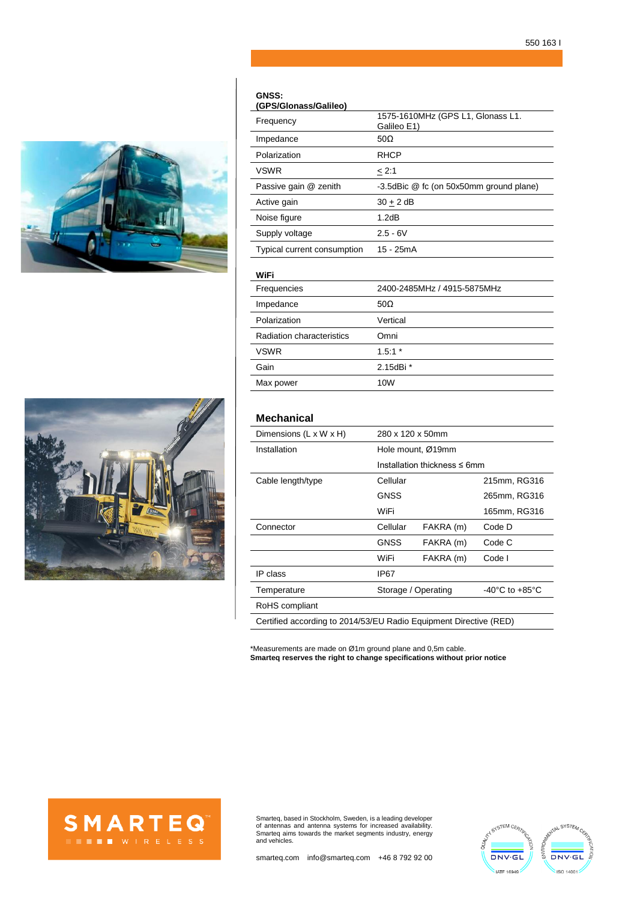## GNSS:
**(GPS/Glonass/Galileo)**

| | |
|---|---|
| Frequency | 1575-1610MHz (GPS L1, Glonass L1. Galileo E1) |
| Impedance | 50Ω |
| Polarization | RHCP |
| VSWR | ≤ 2:1 |
| Passive gain @ zenith | -3.5dBic @ fc (on 50x50mm ground plane) |
| Active gain | 30 ± 2 dB |
| Noise figure | 1.2dB |
| Supply voltage | 2.5 - 6V |
| Typical current consumption | 15 - 25mA |

## WiFi

| | |
|---|---|
| Frequencies | 2400-2485MHz / 4915-5875MHz |
| Impedance | 50Ω |
| Polarization | Vertical |
| Radiation characteristics | Omni |
| VSWR | 1.5:1 * |
| Gain | 2.15dBi * |
| Max power | 10W |

## Mechanical

| | | | |
|---|---|---|---|
| Dimensions (L x W x H) | 280 x 120 x 50mm | | |
| Installation | Hole mount, Ø19mm | | |
| | Installation thickness ≤ 6mm | | |
| Cable length/type | Cellular | | 215mm, RG316 |
| | GNSS | | 265mm, RG316 |
| | WiFi | | 165mm, RG316 |
| Connector | Cellular | FAKRA (m) | Code D |
| | GNSS | FAKRA (m) | Code C |
| | WiFi | FAKRA (m) | Code I |
| IP class | IP67 | | |
| Temperature | Storage / Operating | | -40°C to +85°C |
| RoHS compliant | | | |
| Certified according to 2014/53/EU Radio Equipment Directive (RED) | | | |

*Measurements are made on Ø1m ground plane and 0,5m cable.
**Smarteq reserves the right to change specifications without prior notice**

Smarteq, based in Stockholm, Sweden, is a leading developer of antennas and antenna systems for increased availability. Smarteq aims towards the market segments industry, energy and vehicles.

smarteq.com info@smarteq.com +46 8 792 92 00